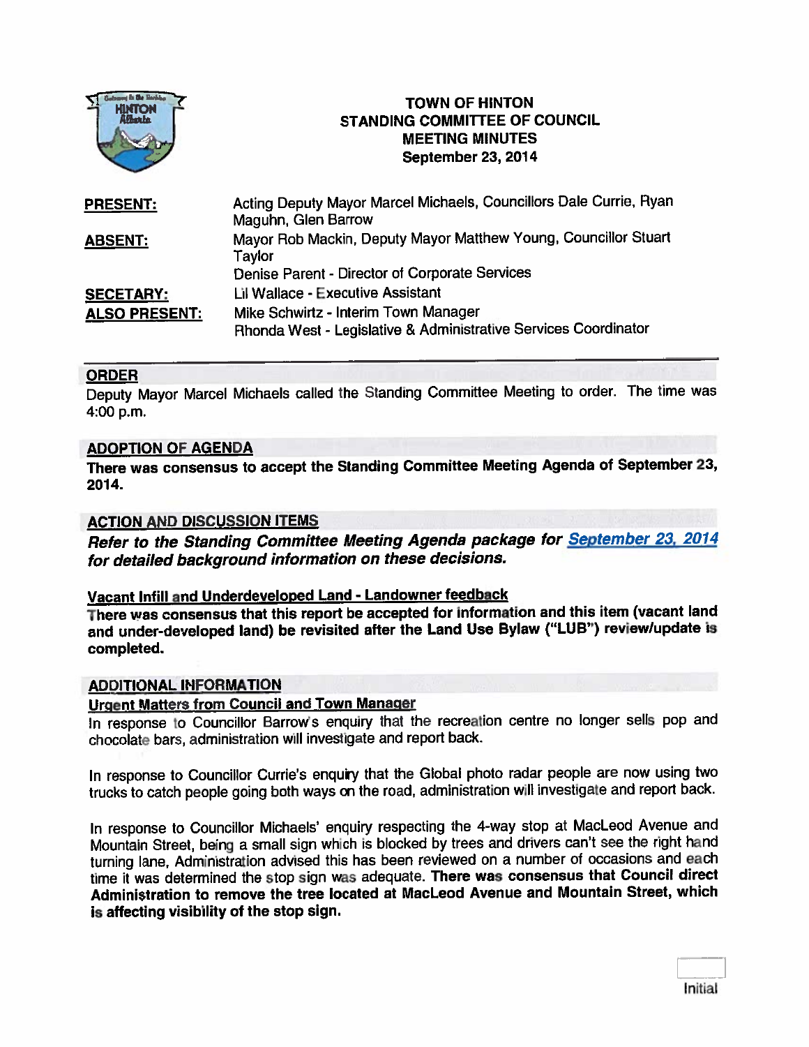# TOWN OF HINTON
## STANDING COMMITTEE OF COUNCIL
## MEETING MINUTES
## September 23, 2014

| | |
|---|---|
| **PRESENT:** | Acting Deputy Mayor Marcel Michaels, Councillors Dale Currie, Ryan Maguhn, Glen Barrow |
| **ABSENT:** | Mayor Rob Mackin, Deputy Mayor Matthew Young, Councillor Stuart Taylor<br>Denise Parent - Director of Corporate Services |
| **SECETARY:** | Lil Wallace - Executive Assistant |
| **ALSO PRESENT:** | Mike Schwirtz - Interim Town Manager<br>Rhonda West - Legislative & Administrative Services Coordinator |

### ORDER

Deputy Mayor Marcel Michaels called the Standing Committee Meeting to order. The time was 4:00 p.m.

### ADOPTION OF AGENDA

**There was consensus to accept the Standing Committee Meeting Agenda of September 23, 2014.**

### ACTION AND DISCUSSION ITEMS

***Refer to the Standing Committee Meeting Agenda package for September 23, 2014 for detailed background information on these decisions.***

#### Vacant Infill and Underdeveloped Land - Landowner feedback

**There was consensus that this report be accepted for information and this item (vacant land and under-developed land) be revisited after the Land Use Bylaw ("LUB") review/update is completed.**

### ADDITIONAL INFORMATION

#### Urgent Matters from Council and Town Manager

In response to Councillor Barrow's enquiry that the recreation centre no longer sells pop and chocolate bars, administration will investigate and report back.

In response to Councillor Currie's enquiry that the Global photo radar people are now using two trucks to catch people going both ways on the road, administration will investigate and report back.

In response to Councillor Michaels' enquiry respecting the 4-way stop at MacLeod Avenue and Mountain Street, being a small sign which is blocked by trees and drivers can't see the right hand turning lane, Administration advised this has been reviewed on a number of occasions and each time it was determined the stop sign was adequate. **There was consensus that Council direct Administration to remove the tree located at MacLeod Avenue and Mountain Street, which is affecting visibility of the stop sign.**

Initial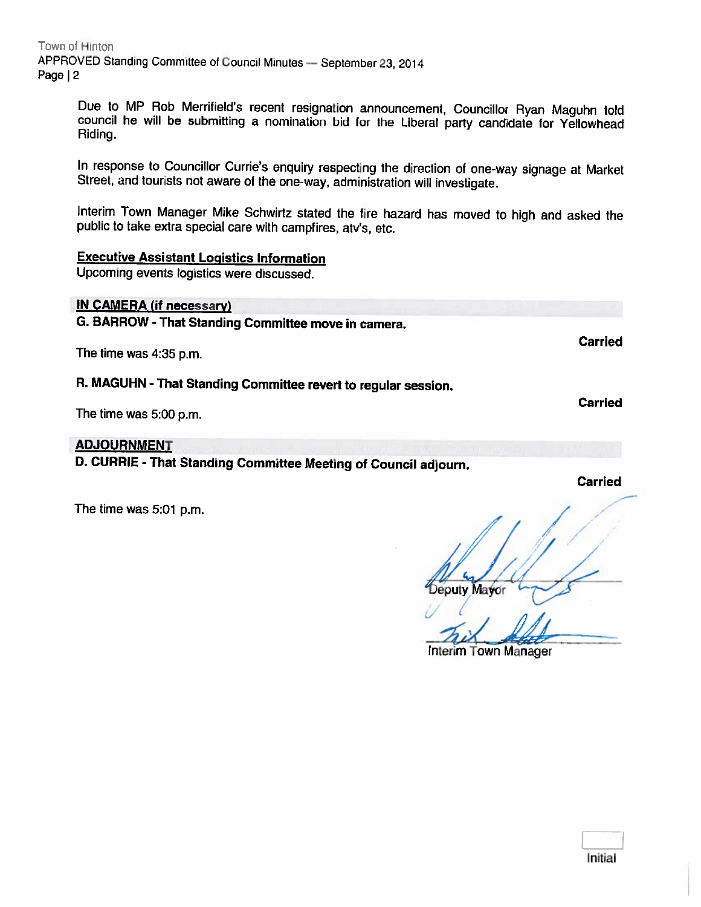Due to MP Rob Merrifield's recent resignation announcement, Councillor Ryan Maguhn told council he will be submitting a nomination bid for the Liberal party candidate for Yellowhead Riding.

In response to Councillor Currie's enquiry respecting the direction of one-way signage at Market Street, and tourists not aware of the one-way, administration will investigate.

Interim Town Manager Mike Schwirtz stated the fire hazard has moved to high and asked the public to take extra special care with campfires, atv's, etc.

**Executive Assistant Logistics Information**

Upcoming events logistics were discussed.

## IN CAMERA (if necessary)

**G. BARROW - That Standing Committee move in camera.**

**Carried**

The time was 4:35 p.m.

**R. MAGUHN - That Standing Committee revert to regular session.**

**Carried**

The time was 5:00 p.m.

## ADJOURNMENT

**D. CURRIE - That Standing Committee Meeting of Council adjourn.**

**Carried**

The time was 5:01 p.m.

Deputy Mayor

Interim Town Manager

Initial